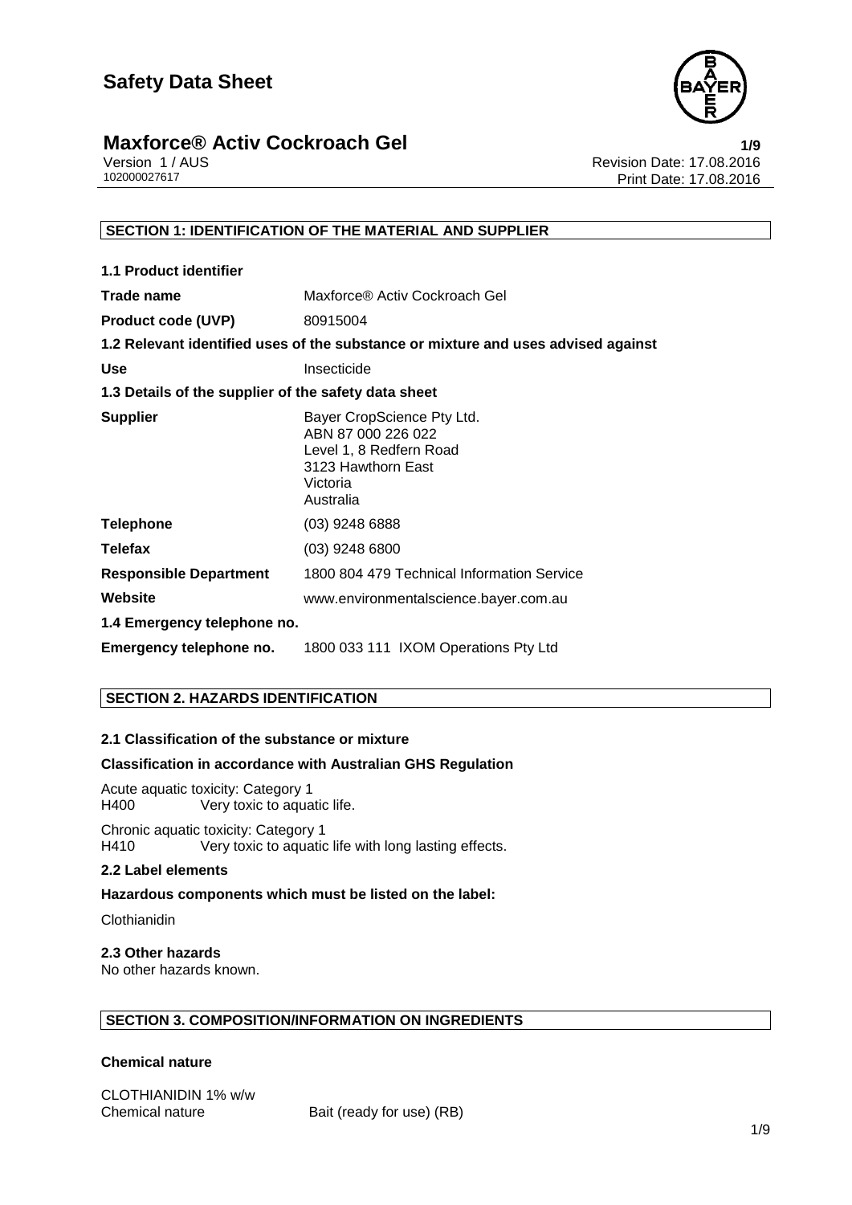# Safety Data Sheet

## Maxforce® Activ Cockroach Gel

Version 1 / AUS
102000027617

Revision Date: 17.08.2016
Print Date: 17.08.2016

### SECTION 1: IDENTIFICATION OF THE MATERIAL AND SUPPLIER

**1.1 Product identifier**

| | |
|---|---|
| **Trade name** | Maxforce® Activ Cockroach Gel |
| **Product code (UVP)** | 80915004 |

**1.2 Relevant identified uses of the substance or mixture and uses advised against**

| | |
|---|---|
| **Use** | Insecticide |

**1.3 Details of the supplier of the safety data sheet**

| | |
|---|---|
| **Supplier** | Bayer CropScience Pty Ltd.<br>ABN 87 000 226 022<br>Level 1, 8 Redfern Road<br>3123 Hawthorn East<br>Victoria<br>Australia |
| **Telephone** | (03) 9248 6888 |
| **Telefax** | (03) 9248 6800 |
| **Responsible Department** | 1800 804 479 Technical Information Service |
| **Website** | www.environmentalscience.bayer.com.au |

**1.4 Emergency telephone no.**

| | |
|---|---|
| **Emergency telephone no.** | 1800 033 111 IXOM Operations Pty Ltd |

### SECTION 2. HAZARDS IDENTIFICATION

**2.1 Classification of the substance or mixture**

**Classification in accordance with Australian GHS Regulation**

Acute aquatic toxicity: Category 1
H400 Very toxic to aquatic life.

Chronic aquatic toxicity: Category 1
H410 Very toxic to aquatic life with long lasting effects.

**2.2 Label elements**

**Hazardous components which must be listed on the label:**

Clothianidin

**2.3 Other hazards**
No other hazards known.

### SECTION 3. COMPOSITION/INFORMATION ON INGREDIENTS

**Chemical nature**

CLOTHIANIDIN 1% w/w
Chemical nature Bait (ready for use) (RB)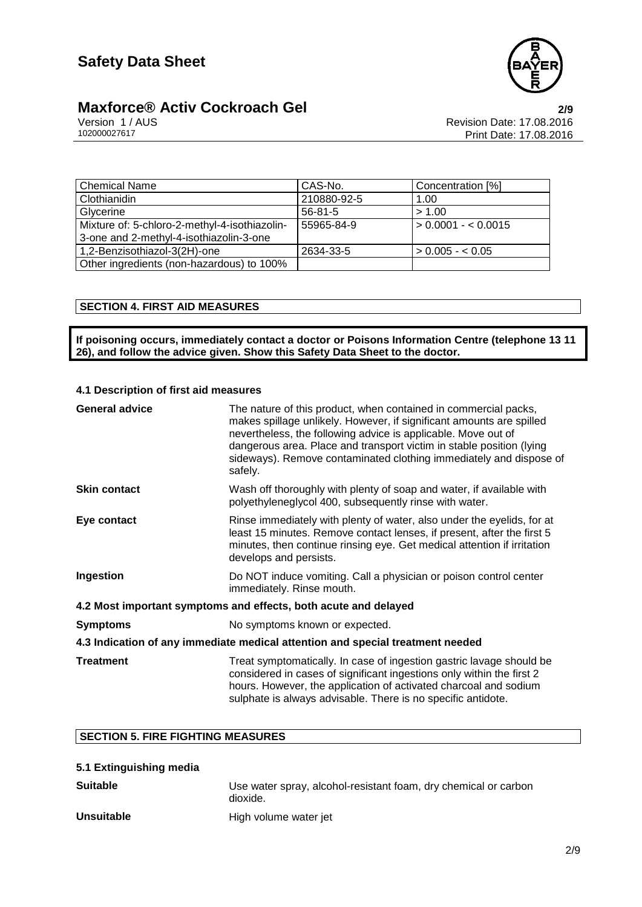| Chemical Name | CAS-No. | Concentration [%] |
|---|---|---|
| Clothianidin | 210880-92-5 | 1.00 |
| Glycerine | 56-81-5 | > 1.00 |
| Mixture of: 5-chloro-2-methyl-4-isothiazolin-3-one and 2-methyl-4-isothiazolin-3-one | 55965-84-9 | > 0.0001 - < 0.0015 |
| 1,2-Benzisothiazol-3(2H)-one | 2634-33-5 | > 0.005 - < 0.05 |
| Other ingredients (non-hazardous) to 100% | | |

## SECTION 4. FIRST AID MEASURES

**If poisoning occurs, immediately contact a doctor or Poisons Information Centre (telephone 13 11 26), and follow the advice given. Show this Safety Data Sheet to the doctor.**

### 4.1 Description of first aid measures

**General advice** — The nature of this product, when contained in commercial packs, makes spillage unlikely. However, if significant amounts are spilled nevertheless, the following advice is applicable. Move out of dangerous area. Place and transport victim in stable position (lying sideways). Remove contaminated clothing immediately and dispose of safely.

**Skin contact** — Wash off thoroughly with plenty of soap and water, if available with polyethyleneglycol 400, subsequently rinse with water.

**Eye contact** — Rinse immediately with plenty of water, also under the eyelids, for at least 15 minutes. Remove contact lenses, if present, after the first 5 minutes, then continue rinsing eye. Get medical attention if irritation develops and persists.

**Ingestion** — Do NOT induce vomiting. Call a physician or poison control center immediately. Rinse mouth.

### 4.2 Most important symptoms and effects, both acute and delayed

**Symptoms** — No symptoms known or expected.

### 4.3 Indication of any immediate medical attention and special treatment needed

**Treatment** — Treat symptomatically. In case of ingestion gastric lavage should be considered in cases of significant ingestions only within the first 2 hours. However, the application of activated charcoal and sodium sulphate is always advisable. There is no specific antidote.

## SECTION 5. FIRE FIGHTING MEASURES

### 5.1 Extinguishing media

**Suitable** — Use water spray, alcohol-resistant foam, dry chemical or carbon dioxide.

**Unsuitable** — High volume water jet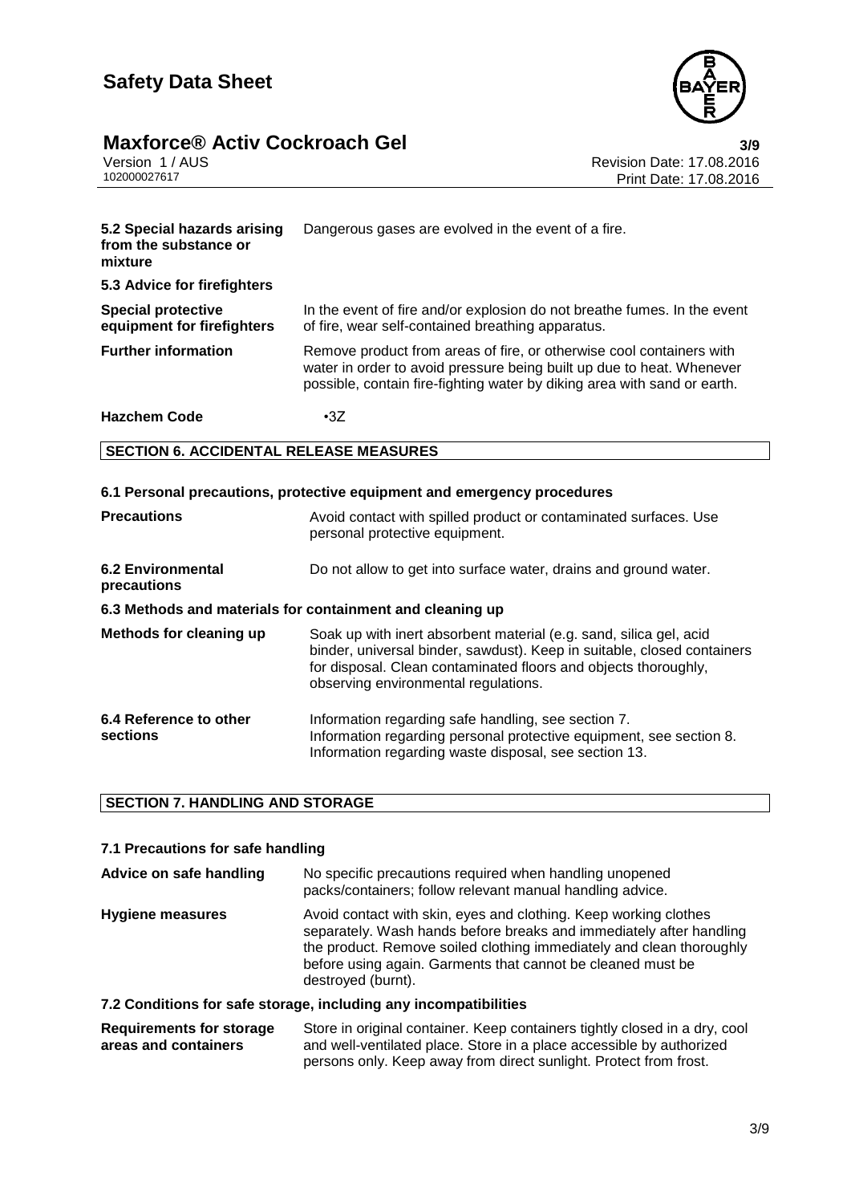| | |
|---|---|
| **5.2 Special hazards arising from the substance or mixture** | Dangerous gases are evolved in the event of a fire. |
| **5.3 Advice for firefighters** | |
| **Special protective equipment for firefighters** | In the event of fire and/or explosion do not breathe fumes. In the event of fire, wear self-contained breathing apparatus. |
| **Further information** | Remove product from areas of fire, or otherwise cool containers with water in order to avoid pressure being built up due to heat. Whenever possible, contain fire-fighting water by diking area with sand or earth. |
| **Hazchem Code** | •3Z |

## SECTION 6. ACCIDENTAL RELEASE MEASURES

### 6.1 Personal precautions, protective equipment and emergency procedures

| | |
|---|---|
| **Precautions** | Avoid contact with spilled product or contaminated surfaces. Use personal protective equipment. |
| **6.2 Environmental precautions** | Do not allow to get into surface water, drains and ground water. |

### 6.3 Methods and materials for containment and cleaning up

| | |
|---|---|
| **Methods for cleaning up** | Soak up with inert absorbent material (e.g. sand, silica gel, acid binder, universal binder, sawdust). Keep in suitable, closed containers for disposal. Clean contaminated floors and objects thoroughly, observing environmental regulations. |
| **6.4 Reference to other sections** | Information regarding safe handling, see section 7.<br>Information regarding personal protective equipment, see section 8.<br>Information regarding waste disposal, see section 13. |

## SECTION 7. HANDLING AND STORAGE

### 7.1 Precautions for safe handling

| | |
|---|---|
| **Advice on safe handling** | No specific precautions required when handling unopened packs/containers; follow relevant manual handling advice. |
| **Hygiene measures** | Avoid contact with skin, eyes and clothing. Keep working clothes separately. Wash hands before breaks and immediately after handling the product. Remove soiled clothing immediately and clean thoroughly before using again. Garments that cannot be cleaned must be destroyed (burnt). |

### 7.2 Conditions for safe storage, including any incompatibilities

| | |
|---|---|
| **Requirements for storage areas and containers** | Store in original container. Keep containers tightly closed in a dry, cool and well-ventilated place. Store in a place accessible by authorized persons only. Keep away from direct sunlight. Protect from frost. |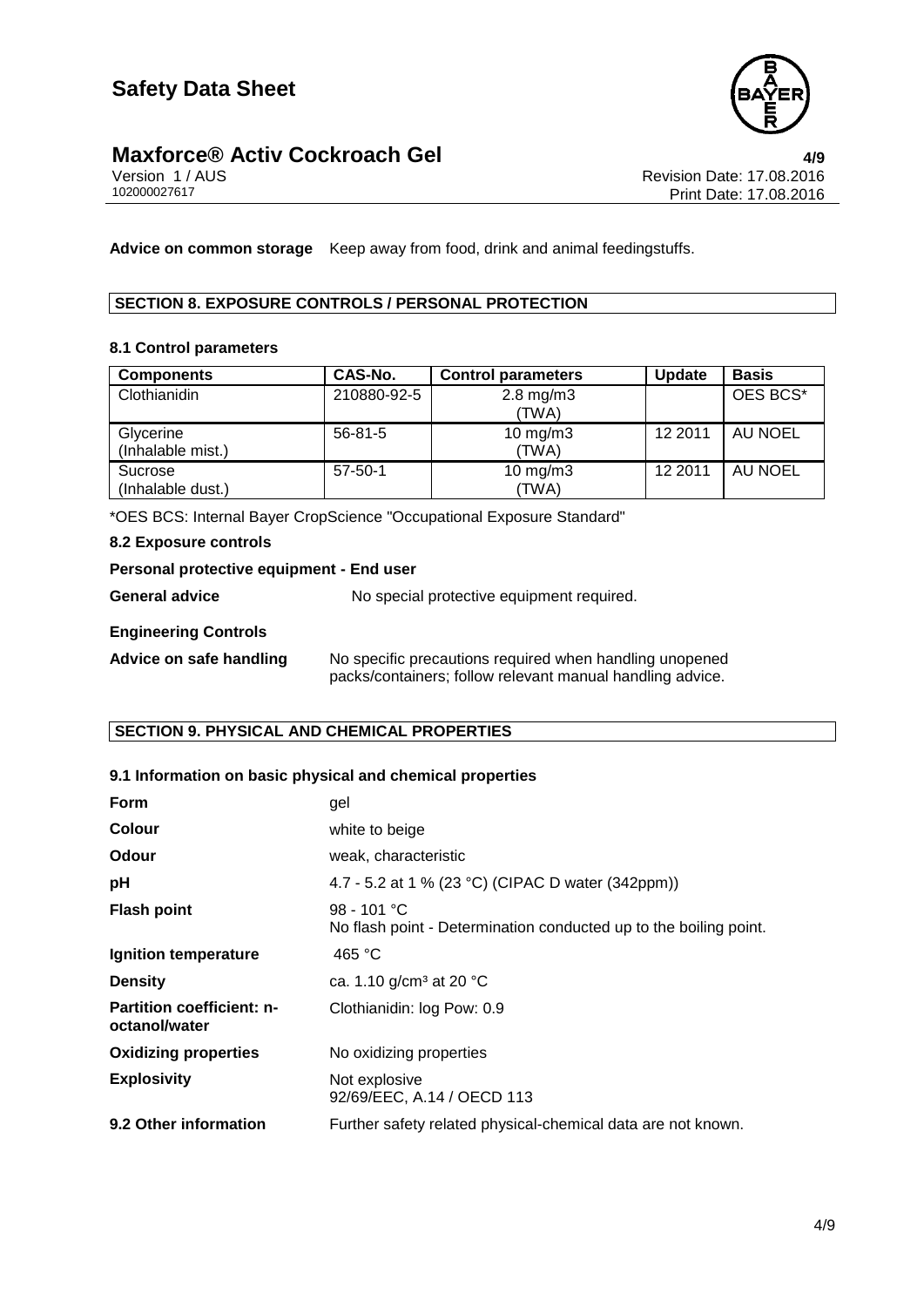**Advice on common storage** Keep away from food, drink and animal feedingstuffs.

## SECTION 8. EXPOSURE CONTROLS / PERSONAL PROTECTION

### 8.1 Control parameters

| Components | CAS-No. | Control parameters | Update | Basis |
|---|---|---|---|---|
| Clothianidin | 210880-92-5 | 2.8 mg/m3 (TWA) | | OES BCS* |
| Glycerine (Inhalable mist.) | 56-81-5 | 10 mg/m3 (TWA) | 12 2011 | AU NOEL |
| Sucrose (Inhalable dust.) | 57-50-1 | 10 mg/m3 (TWA) | 12 2011 | AU NOEL |

*OES BCS: Internal Bayer CropScience "Occupational Exposure Standard"

### 8.2 Exposure controls

**Personal protective equipment - End user**

**General advice** No special protective equipment required.

**Engineering Controls**

**Advice on safe handling** No specific precautions required when handling unopened packs/containers; follow relevant manual handling advice.

## SECTION 9. PHYSICAL AND CHEMICAL PROPERTIES

### 9.1 Information on basic physical and chemical properties

**Form** gel

**Colour** white to beige

**Odour** weak, characteristic

**pH** 4.7 - 5.2 at 1 % (23 °C) (CIPAC D water (342ppm))

**Flash point** 98 - 101 °C
No flash point - Determination conducted up to the boiling point.

**Ignition temperature** 465 °C

**Density** ca. 1.10 g/cm³ at 20 °C

**Partition coefficient: n-octanol/water** Clothianidin: log Pow: 0.9

**Oxidizing properties** No oxidizing properties

**Explosivity** Not explosive
92/69/EEC, A.14 / OECD 113

**9.2 Other information** Further safety related physical-chemical data are not known.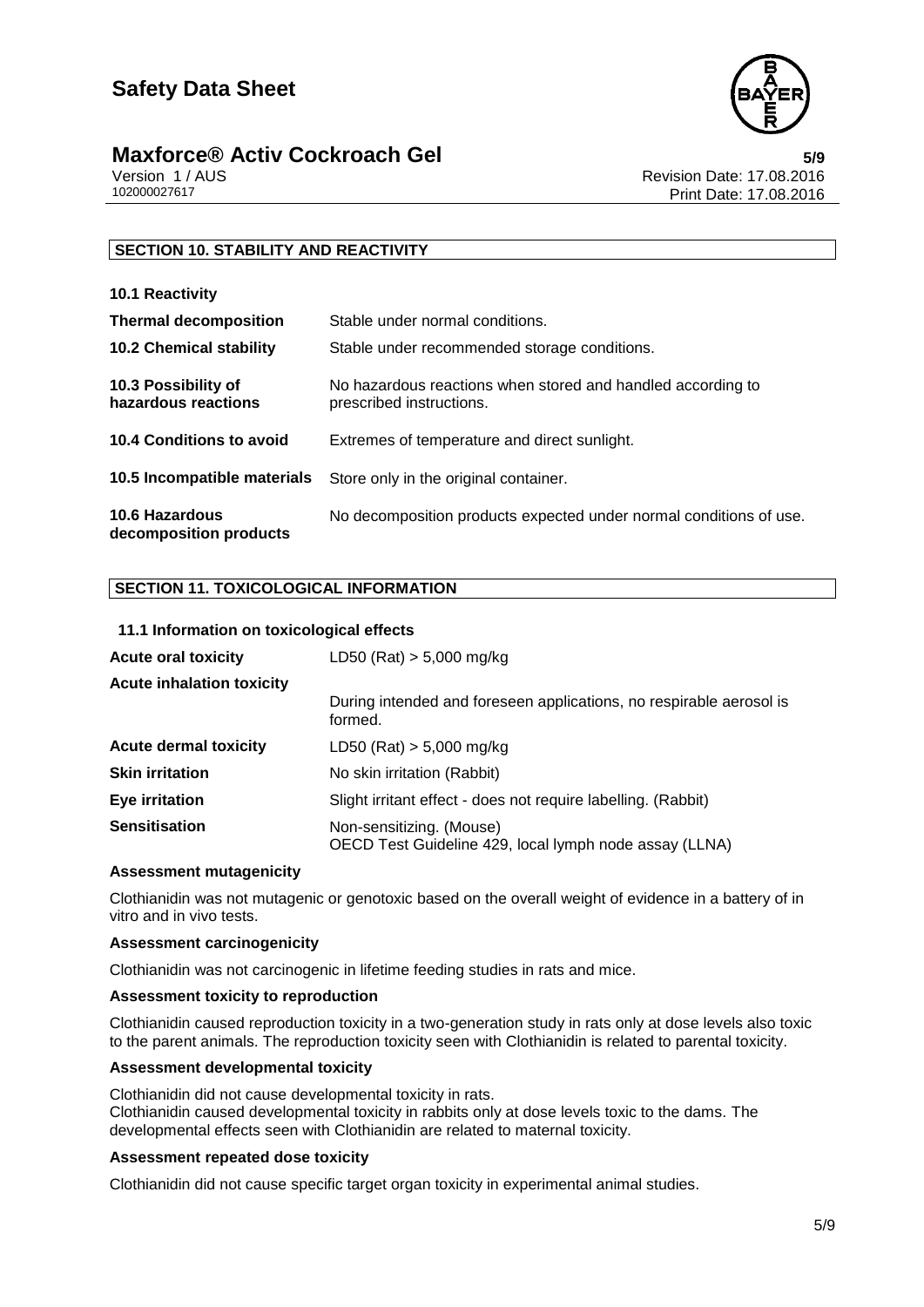## SECTION 10. STABILITY AND REACTIVITY

| | |
|---|---|
| **10.1 Reactivity** | |
| **Thermal decomposition** | Stable under normal conditions. |
| **10.2 Chemical stability** | Stable under recommended storage conditions. |
| **10.3 Possibility of hazardous reactions** | No hazardous reactions when stored and handled according to prescribed instructions. |
| **10.4 Conditions to avoid** | Extremes of temperature and direct sunlight. |
| **10.5 Incompatible materials** | Store only in the original container. |
| **10.6 Hazardous decomposition products** | No decomposition products expected under normal conditions of use. |

## SECTION 11. TOXICOLOGICAL INFORMATION

### 11.1 Information on toxicological effects

| | |
|---|---|
| **Acute oral toxicity** | LD50 (Rat) > 5,000 mg/kg |
| **Acute inhalation toxicity** | During intended and foreseen applications, no respirable aerosol is formed. |
| **Acute dermal toxicity** | LD50 (Rat) > 5,000 mg/kg |
| **Skin irritation** | No skin irritation (Rabbit) |
| **Eye irritation** | Slight irritant effect - does not require labelling. (Rabbit) |
| **Sensitisation** | Non-sensitizing. (Mouse)<br>OECD Test Guideline 429, local lymph node assay (LLNA) |

**Assessment mutagenicity**

Clothianidin was not mutagenic or genotoxic based on the overall weight of evidence in a battery of in vitro and in vivo tests.

**Assessment carcinogenicity**

Clothianidin was not carcinogenic in lifetime feeding studies in rats and mice.

**Assessment toxicity to reproduction**

Clothianidin caused reproduction toxicity in a two-generation study in rats only at dose levels also toxic to the parent animals. The reproduction toxicity seen with Clothianidin is related to parental toxicity.

**Assessment developmental toxicity**

Clothianidin did not cause developmental toxicity in rats.
Clothianidin caused developmental toxicity in rabbits only at dose levels toxic to the dams. The developmental effects seen with Clothianidin are related to maternal toxicity.

**Assessment repeated dose toxicity**

Clothianidin did not cause specific target organ toxicity in experimental animal studies.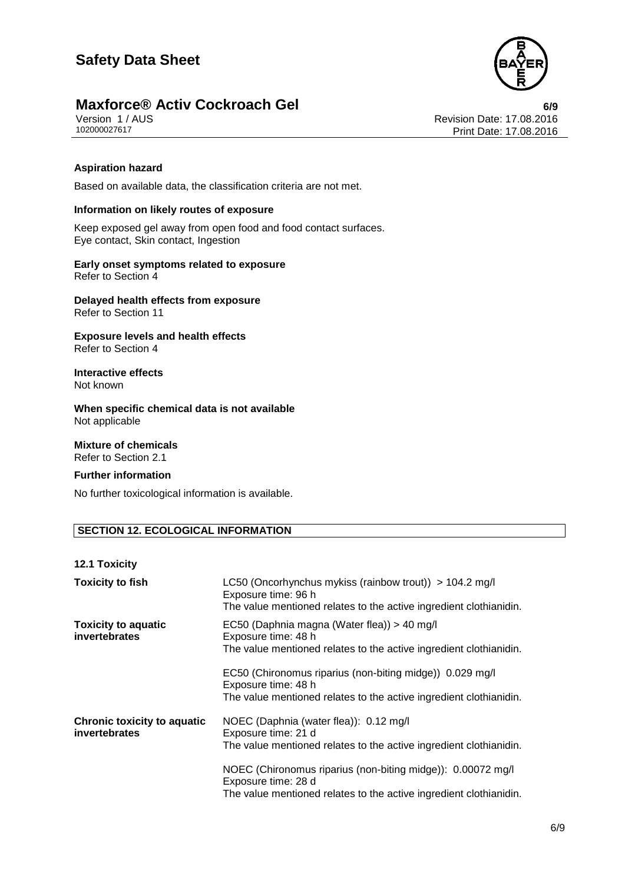**Aspiration hazard**

Based on available data, the classification criteria are not met.

**Information on likely routes of exposure**

Keep exposed gel away from open food and food contact surfaces.
Eye contact, Skin contact, Ingestion

**Early onset symptoms related to exposure**
Refer to Section 4

**Delayed health effects from exposure**
Refer to Section 11

**Exposure levels and health effects**
Refer to Section 4

**Interactive effects**
Not known

**When specific chemical data is not available**
Not applicable

**Mixture of chemicals**
Refer to Section 2.1

**Further information**

No further toxicological information is available.

## SECTION 12. ECOLOGICAL INFORMATION

**12.1 Toxicity**

| | |
|---|---|
| **Toxicity to fish** | LC50 (Oncorhynchus mykiss (rainbow trout)) > 104.2 mg/l<br>Exposure time: 96 h<br>The value mentioned relates to the active ingredient clothianidin. |
| **Toxicity to aquatic invertebrates** | EC50 (Daphnia magna (Water flea)) > 40 mg/l<br>Exposure time: 48 h<br>The value mentioned relates to the active ingredient clothianidin.<br><br>EC50 (Chironomus riparius (non-biting midge)) 0.029 mg/l<br>Exposure time: 48 h<br>The value mentioned relates to the active ingredient clothianidin. |
| **Chronic toxicity to aquatic invertebrates** | NOEC (Daphnia (water flea)): 0.12 mg/l<br>Exposure time: 21 d<br>The value mentioned relates to the active ingredient clothianidin.<br><br>NOEC (Chironomus riparius (non-biting midge)): 0.00072 mg/l<br>Exposure time: 28 d<br>The value mentioned relates to the active ingredient clothianidin. |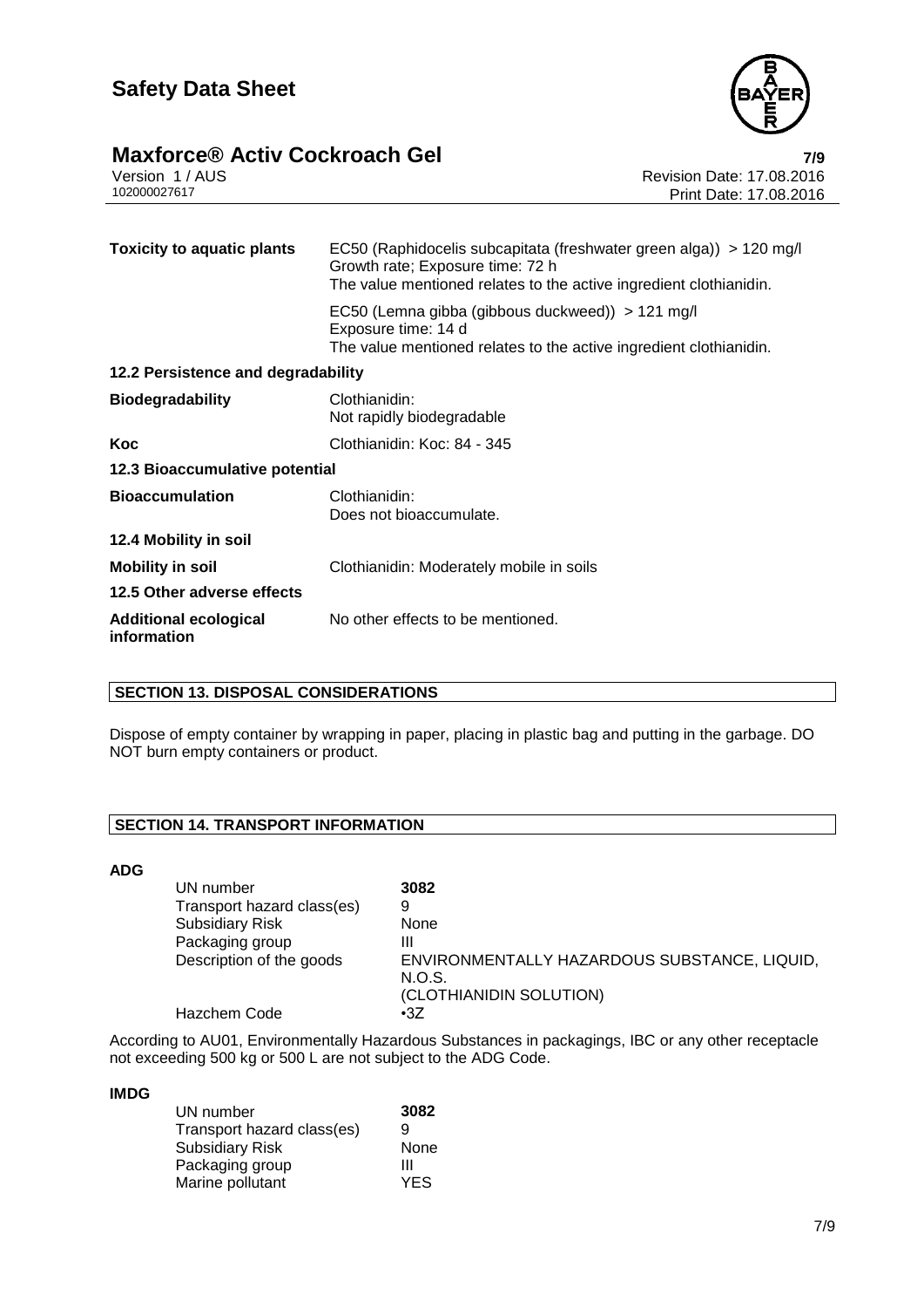| | |
|---|---|
| **Toxicity to aquatic plants** | EC50 (Raphidocelis subcapitata (freshwater green alga)) > 120 mg/l<br>Growth rate; Exposure time: 72 h<br>The value mentioned relates to the active ingredient clothianidin. |
| | EC50 (Lemna gibba (gibbous duckweed)) > 121 mg/l<br>Exposure time: 14 d<br>The value mentioned relates to the active ingredient clothianidin. |

**12.2 Persistence and degradability**

| | |
|---|---|
| **Biodegradability** | Clothianidin:<br>Not rapidly biodegradable |
| **Koc** | Clothianidin: Koc: 84 - 345 |

**12.3 Bioaccumulative potential**

| | |
|---|---|
| **Bioaccumulation** | Clothianidin:<br>Does not bioaccumulate. |

**12.4 Mobility in soil**

| | |
|---|---|
| **Mobility in soil** | Clothianidin: Moderately mobile in soils |

**12.5 Other adverse effects**

| | |
|---|---|
| **Additional ecological information** | No other effects to be mentioned. |

## SECTION 13. DISPOSAL CONSIDERATIONS

Dispose of empty container by wrapping in paper, placing in plastic bag and putting in the garbage. DO NOT burn empty containers or product.

## SECTION 14. TRANSPORT INFORMATION

**ADG**

| | |
|---|---|
| UN number | **3082** |
| Transport hazard class(es) | 9 |
| Subsidiary Risk | None |
| Packaging group | III |
| Description of the goods | ENVIRONMENTALLY HAZARDOUS SUBSTANCE, LIQUID, N.O.S.<br>(CLOTHIANIDIN SOLUTION) |
| Hazchem Code | •3Z |

According to AU01, Environmentally Hazardous Substances in packagings, IBC or any other receptacle not exceeding 500 kg or 500 L are not subject to the ADG Code.

**IMDG**

| | |
|---|---|
| UN number | **3082** |
| Transport hazard class(es) | 9 |
| Subsidiary Risk | None |
| Packaging group | III |
| Marine pollutant | YES |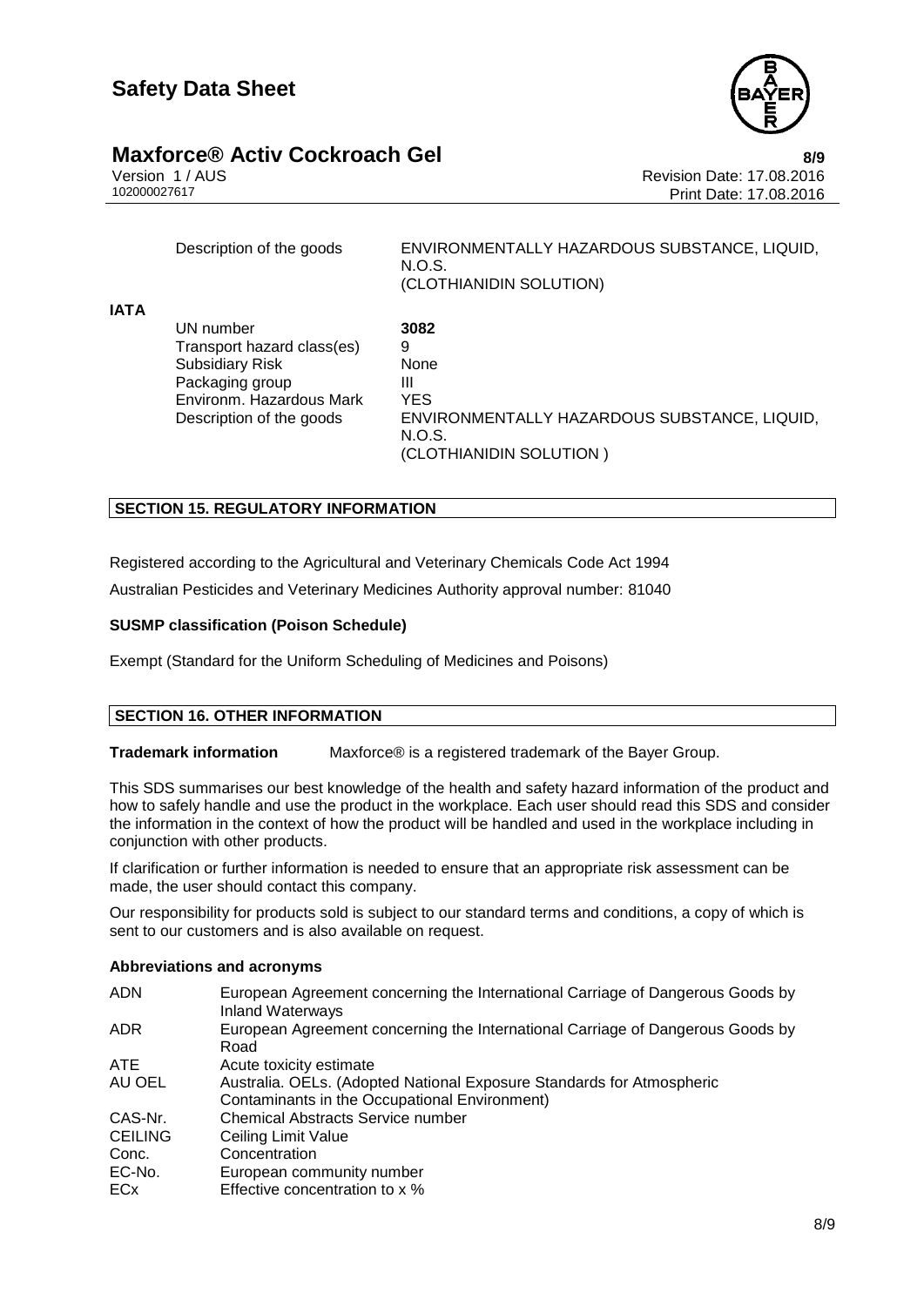| | |
|---|---|
| Description of the goods | ENVIRONMENTALLY HAZARDOUS SUBSTANCE, LIQUID, N.O.S. (CLOTHIANIDIN SOLUTION) |

**IATA**

| | |
|---|---|
| UN number | **3082** |
| Transport hazard class(es) | 9 |
| Subsidiary Risk | None |
| Packaging group | III |
| Environm. Hazardous Mark | YES |
| Description of the goods | ENVIRONMENTALLY HAZARDOUS SUBSTANCE, LIQUID, N.O.S. (CLOTHIANIDIN SOLUTION ) |

## SECTION 15. REGULATORY INFORMATION

Registered according to the Agricultural and Veterinary Chemicals Code Act 1994

Australian Pesticides and Veterinary Medicines Authority approval number: 81040

**SUSMP classification (Poison Schedule)**

Exempt (Standard for the Uniform Scheduling of Medicines and Poisons)

## SECTION 16. OTHER INFORMATION

**Trademark information** Maxforce® is a registered trademark of the Bayer Group.

This SDS summarises our best knowledge of the health and safety hazard information of the product and how to safely handle and use the product in the workplace. Each user should read this SDS and consider the information in the context of how the product will be handled and used in the workplace including in conjunction with other products.

If clarification or further information is needed to ensure that an appropriate risk assessment can be made, the user should contact this company.

Our responsibility for products sold is subject to our standard terms and conditions, a copy of which is sent to our customers and is also available on request.

**Abbreviations and acronyms**

| | |
|---|---|
| ADN | European Agreement concerning the International Carriage of Dangerous Goods by Inland Waterways |
| ADR | European Agreement concerning the International Carriage of Dangerous Goods by Road |
| ATE | Acute toxicity estimate |
| AU OEL | Australia. OELs. (Adopted National Exposure Standards for Atmospheric Contaminants in the Occupational Environment) |
| CAS-Nr. | Chemical Abstracts Service number |
| CEILING | Ceiling Limit Value |
| Conc. | Concentration |
| EC-No. | European community number |
| ECx | Effective concentration to x % |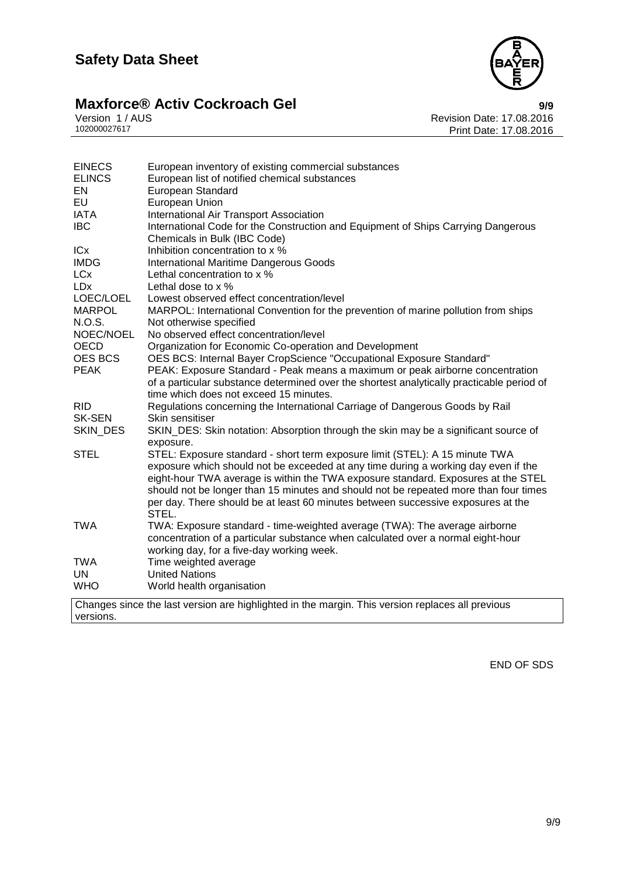| | |
|---|---|
| EINECS | European inventory of existing commercial substances |
| ELINCS | European list of notified chemical substances |
| EN | European Standard |
| EU | European Union |
| IATA | International Air Transport Association |
| IBC | International Code for the Construction and Equipment of Ships Carrying Dangerous Chemicals in Bulk (IBC Code) |
| ICx | Inhibition concentration to x % |
| IMDG | International Maritime Dangerous Goods |
| LCx | Lethal concentration to x % |
| LDx | Lethal dose to x % |
| LOEC/LOEL | Lowest observed effect concentration/level |
| MARPOL | MARPOL: International Convention for the prevention of marine pollution from ships |
| N.O.S. | Not otherwise specified |
| NOEC/NOEL | No observed effect concentration/level |
| OECD | Organization for Economic Co-operation and Development |
| OES BCS | OES BCS: Internal Bayer CropScience "Occupational Exposure Standard" |
| PEAK | PEAK: Exposure Standard - Peak means a maximum or peak airborne concentration of a particular substance determined over the shortest analytically practicable period of time which does not exceed 15 minutes. |
| RID | Regulations concerning the International Carriage of Dangerous Goods by Rail |
| SK-SEN | Skin sensitiser |
| SKIN_DES | SKIN_DES: Skin notation: Absorption through the skin may be a significant source of exposure. |
| STEL | STEL: Exposure standard - short term exposure limit (STEL): A 15 minute TWA exposure which should not be exceeded at any time during a working day even if the eight-hour TWA average is within the TWA exposure standard. Exposures at the STEL should not be longer than 15 minutes and should not be repeated more than four times per day. There should be at least 60 minutes between successive exposures at the STEL. |
| TWA | TWA: Exposure standard - time-weighted average (TWA): The average airborne concentration of a particular substance when calculated over a normal eight-hour working day, for a five-day working week. |
| TWA | Time weighted average |
| UN | United Nations |
| WHO | World health organisation |

Changes since the last version are highlighted in the margin. This version replaces all previous versions.

END OF SDS